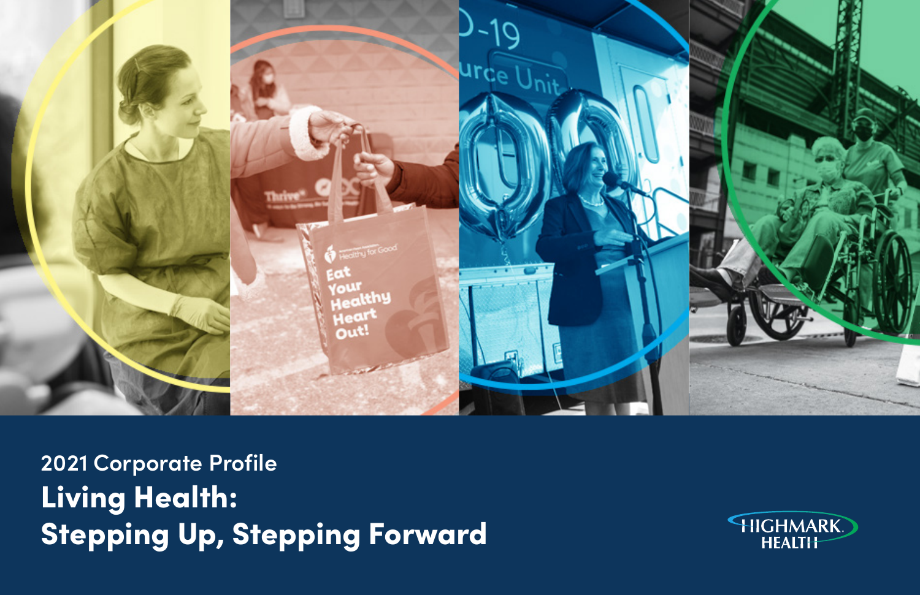2021 Corporate Profile

# Living Health: Stepping Up, Stepping Forward

HIGHMARK HEALTH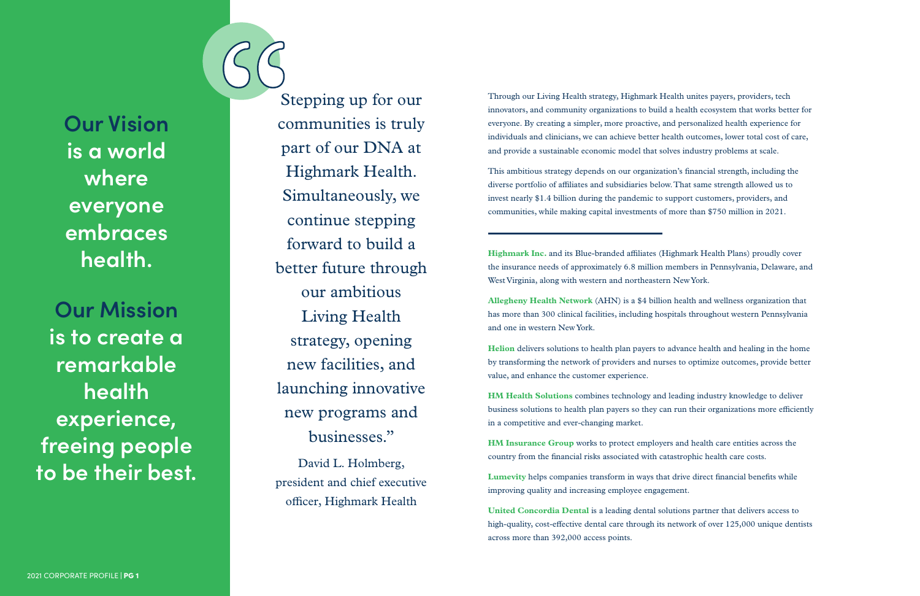**Our Vision** is a world where everyone embraces health.

**Our Mission** is to create a remarkable health experience, freeing people to be their best.

> Stepping up for our communities is truly part of our DNA at Highmark Health. Simultaneously, we continue stepping forward to build a better future through our ambitious Living Health strategy, opening new facilities, and launching innovative new programs and businesses."
>
> David L. Holmberg, president and chief executive officer, Highmark Health

Through our Living Health strategy, Highmark Health unites payers, providers, tech innovators, and community organizations to build a health ecosystem that works better for everyone. By creating a simpler, more proactive, and personalized health experience for individuals and clinicians, we can achieve better health outcomes, lower total cost of care, and provide a sustainable economic model that solves industry problems at scale.

This ambitious strategy depends on our organization's financial strength, including the diverse portfolio of affiliates and subsidiaries below. That same strength allowed us to invest nearly $1.4 billion during the pandemic to support customers, providers, and communities, while making capital investments of more than $750 million in 2021.

---

**Highmark Inc.** and its Blue-branded affiliates (Highmark Health Plans) proudly cover the insurance needs of approximately 6.8 million members in Pennsylvania, Delaware, and West Virginia, along with western and northeastern New York.

**Allegheny Health Network** (AHN) is a $4 billion health and wellness organization that has more than 300 clinical facilities, including hospitals throughout western Pennsylvania and one in western New York.

**Helion** delivers solutions to health plan payers to advance health and healing in the home by transforming the network of providers and nurses to optimize outcomes, provide better value, and enhance the customer experience.

**HM Health Solutions** combines technology and leading industry knowledge to deliver business solutions to health plan payers so they can run their organizations more efficiently in a competitive and ever-changing market.

**HM Insurance Group** works to protect employers and health care entities across the country from the financial risks associated with catastrophic health care costs.

**Lumevity** helps companies transform in ways that drive direct financial benefits while improving quality and increasing employee engagement.

**United Concordia Dental** is a leading dental solutions partner that delivers access to high-quality, cost-effective dental care through its network of over 125,000 unique dentists across more than 392,000 access points.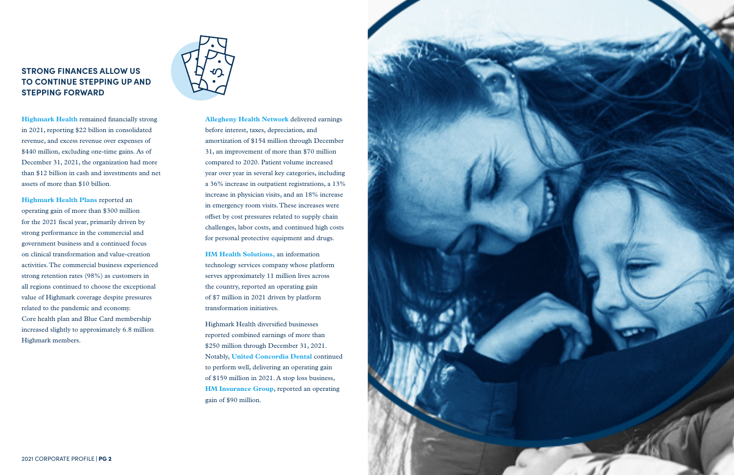## STRONG FINANCES ALLOW US TO CONTINUE STEPPING UP AND STEPPING FORWARD

**Highmark Health** remained financially strong in 2021, reporting $22 billion in consolidated revenue, and excess revenue over expenses of $440 million, excluding one-time gains. As of December 31, 2021, the organization had more than $12 billion in cash and investments and net assets of more than $10 billion.

**Highmark Health Plans** reported an operating gain of more than $300 million for the 2021 fiscal year, primarily driven by strong performance in the commercial and government business and a continued focus on clinical transformation and value-creation activities. The commercial business experienced strong retention rates (98%) as customers in all regions continued to choose the exceptional value of Highmark coverage despite pressures related to the pandemic and economy. Core health plan and Blue Card membership increased slightly to approximately 6.8 million Highmark members.

**Allegheny Health Network** delivered earnings before interest, taxes, depreciation, and amortization of $154 million through December 31, an improvement of more than $70 million compared to 2020. Patient volume increased year over year in several key categories, including a 36% increase in outpatient registrations, a 13% increase in physician visits, and an 18% increase in emergency room visits. These increases were offset by cost pressures related to supply chain challenges, labor costs, and continued high costs for personal protective equipment and drugs.

**HM Health Solutions,** an information technology services company whose platform serves approximately 11 million lives across the country, reported an operating gain of $7 million in 2021 driven by platform transformation initiatives.

Highmark Health diversified businesses reported combined earnings of more than $250 million through December 31, 2021. Notably, **United Concordia Dental** continued to perform well, delivering an operating gain of $159 million in 2021. A stop loss business, **HM Insurance Group**, reported an operating gain of $90 million.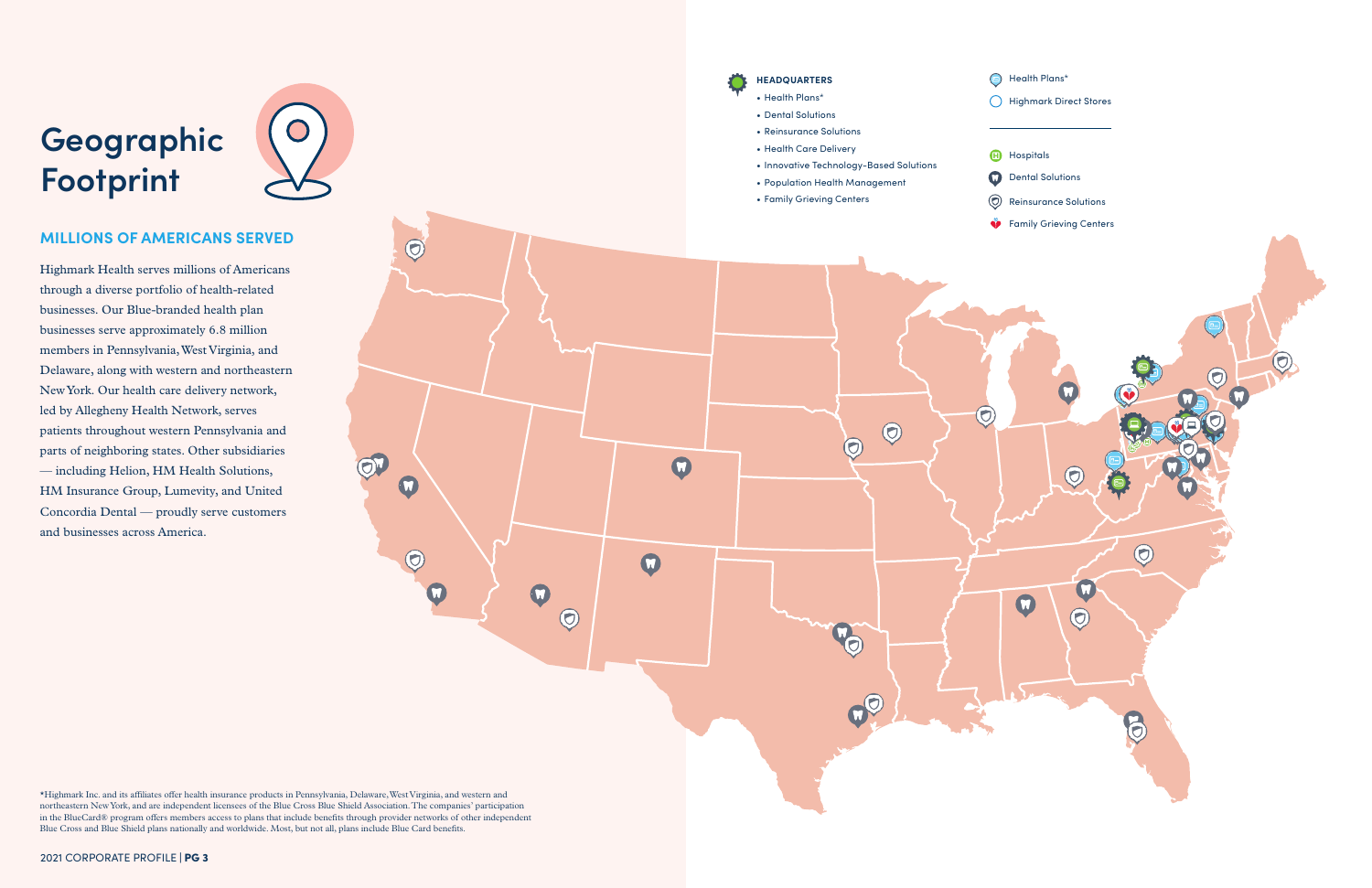# Geographic Footprint

## MILLIONS OF AMERICANS SERVED

Highmark Health serves millions of Americans through a diverse portfolio of health-related businesses. Our Blue-branded health plan businesses serve approximately 6.8 million members in Pennsylvania, West Virginia, and Delaware, along with western and northeastern New York. Our health care delivery network, led by Allegheny Health Network, serves patients throughout western Pennsylvania and parts of neighboring states. Other subsidiaries — including Helion, HM Health Solutions, HM Insurance Group, Lumevity, and United Concordia Dental — proudly serve customers and businesses across America.

**HEADQUARTERS**

- Health Plans*
- Dental Solutions
- Reinsurance Solutions
- Health Care Delivery
- Innovative Technology-Based Solutions
- Population Health Management
- Family Grieving Centers

Health Plans*

Highmark Direct Stores

Hospitals

Dental Solutions

Reinsurance Solutions

Family Grieving Centers

*Highmark Inc. and its affiliates offer health insurance products in Pennsylvania, Delaware, West Virginia, and western and northeastern New York, and are independent licensees of the Blue Cross Blue Shield Association. The companies' participation in the BlueCard® program offers members access to plans that include benefits through provider networks of other independent Blue Cross and Blue Shield plans nationally and worldwide. Most, but not all, plans include Blue Card benefits.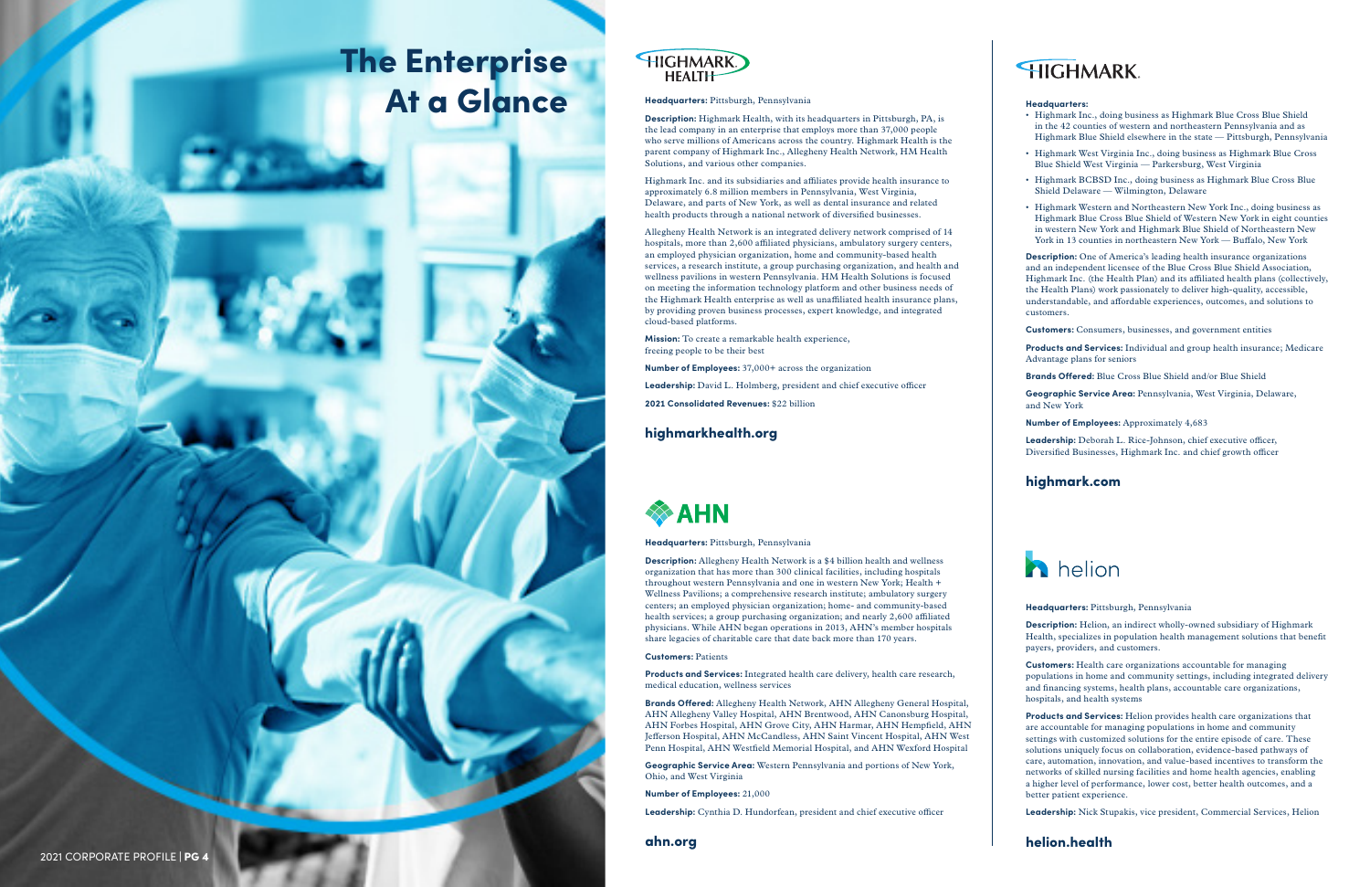# The Enterprise At a Glance

## Highmark Health

**Headquarters:** Pittsburgh, Pennsylvania

**Description:** Highmark Health, with its headquarters in Pittsburgh, PA, is the lead company in an enterprise that employs more than 37,000 people who serve millions of Americans across the country. Highmark Health is the parent company of Highmark Inc., Allegheny Health Network, HM Health Solutions, and various other companies.

Highmark Inc. and its subsidiaries and affiliates provide health insurance to approximately 6.8 million members in Pennsylvania, West Virginia, Delaware, and parts of New York, as well as dental insurance and related health products through a national network of diversified businesses.

Allegheny Health Network is an integrated delivery network comprised of 14 hospitals, more than 2,600 affiliated physicians, ambulatory surgery centers, an employed physician organization, home and community-based health services, a research institute, a group purchasing organization, and health and wellness pavilions in western Pennsylvania. HM Health Solutions is focused on meeting the information technology platform and other business needs of the Highmark Health enterprise as well as unaffiliated health insurance plans, by providing proven business processes, expert knowledge, and integrated cloud-based platforms.

**Mission:** To create a remarkable health experience, freeing people to be their best

**Number of Employees:** 37,000+ across the organization

**Leadership:** David L. Holmberg, president and chief executive officer

**2021 Consolidated Revenues:** $22 billion

**highmarkhealth.org**

## AHN

**Headquarters:** Pittsburgh, Pennsylvania

**Description:** Allegheny Health Network is a $4 billion health and wellness organization that has more than 300 clinical facilities, including hospitals throughout western Pennsylvania and one in western New York; Health + Wellness Pavilions; a comprehensive research institute; ambulatory surgery centers; an employed physician organization; home- and community-based health services; a group purchasing organization; and nearly 2,600 affiliated physicians. While AHN began operations in 2013, AHN's member hospitals share legacies of charitable care that date back more than 170 years.

**Customers:** Patients

**Products and Services:** Integrated health care delivery, health care research, medical education, wellness services

**Brands Offered:** Allegheny Health Network, AHN Allegheny General Hospital, AHN Allegheny Valley Hospital, AHN Brentwood, AHN Canonsburg Hospital, AHN Forbes Hospital, AHN Grove City, AHN Harmar, AHN Hempfield, AHN Jefferson Hospital, AHN McCandless, AHN Saint Vincent Hospital, AHN West Penn Hospital, AHN Westfield Memorial Hospital, and AHN Wexford Hospital

**Geographic Service Area:** Western Pennsylvania and portions of New York, Ohio, and West Virginia

**Number of Employees:** 21,000

**Leadership:** Cynthia D. Hundorfean, president and chief executive officer

**ahn.org**

## Highmark

**Headquarters:**

- Highmark Inc., doing business as Highmark Blue Cross Blue Shield in the 42 counties of western and northeastern Pennsylvania and as Highmark Blue Shield elsewhere in the state — Pittsburgh, Pennsylvania
- Highmark West Virginia Inc., doing business as Highmark Blue Cross Blue Shield West Virginia — Parkersburg, West Virginia
- Highmark BCBSD Inc., doing business as Highmark Blue Cross Blue Shield Delaware — Wilmington, Delaware
- Highmark Western and Northeastern New York Inc., doing business as Highmark Blue Cross Blue Shield of Western New York in eight counties in western New York and Highmark Blue Shield of Northeastern New York in 13 counties in northeastern New York — Buffalo, New York

**Description:** One of America's leading health insurance organizations and an independent licensee of the Blue Cross Blue Shield Association, Highmark Inc. (the Health Plan) and its affiliated health plans (collectively, the Health Plans) work passionately to deliver high-quality, accessible, understandable, and affordable experiences, outcomes, and solutions to customers.

**Customers:** Consumers, businesses, and government entities

**Products and Services:** Individual and group health insurance; Medicare Advantage plans for seniors

**Brands Offered:** Blue Cross Blue Shield and/or Blue Shield

**Geographic Service Area:** Pennsylvania, West Virginia, Delaware, and New York

**Number of Employees:** Approximately 4,683

**Leadership:** Deborah L. Rice-Johnson, chief executive officer, Diversified Businesses, Highmark Inc. and chief growth officer

**highmark.com**

## helion

**Headquarters:** Pittsburgh, Pennsylvania

**Description:** Helion, an indirect wholly-owned subsidiary of Highmark Health, specializes in population health management solutions that benefit payers, providers, and customers.

**Customers:** Health care organizations accountable for managing populations in home and community settings, including integrated delivery and financing systems, health plans, accountable care organizations, hospitals, and health systems

**Products and Services:** Helion provides health care organizations that are accountable for managing populations in home and community settings with customized solutions for the entire episode of care. These solutions uniquely focus on collaboration, evidence-based pathways of care, automation, innovation, and value-based incentives to transform the networks of skilled nursing facilities and home health agencies, enabling a higher level of performance, lower cost, better health outcomes, and a better patient experience.

**Leadership:** Nick Stupakis, vice president, Commercial Services, Helion

**helion.health**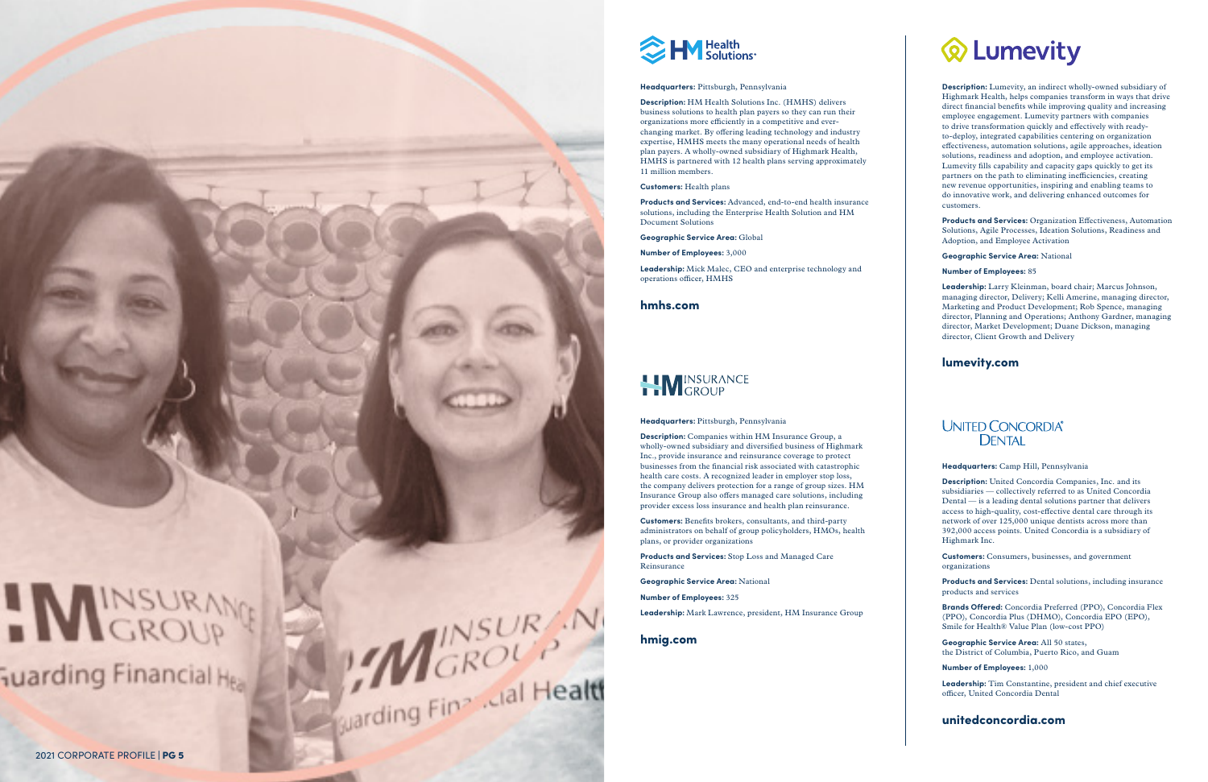## HM Health Solutions

**Headquarters:** Pittsburgh, Pennsylvania

**Description:** HM Health Solutions Inc. (HMHS) delivers business solutions to health plan payers so they can run their organizations more efficiently in a competitive and ever-changing market. By offering leading technology and industry expertise, HMHS meets the many operational needs of health plan payers. A wholly-owned subsidiary of Highmark Health, HMHS is partnered with 12 health plans serving approximately 11 million members.

**Customers:** Health plans

**Products and Services:** Advanced, end-to-end health insurance solutions, including the Enterprise Health Solution and HM Document Solutions

**Geographic Service Area:** Global

**Number of Employees:** 3,000

**Leadership:** Mick Malec, CEO and enterprise technology and operations officer, HMHS

**hmhs.com**

## HM Insurance Group

**Headquarters:** Pittsburgh, Pennsylvania

**Description:** Companies within HM Insurance Group, a wholly-owned subsidiary and diversified business of Highmark Inc., provide insurance and reinsurance coverage to protect businesses from the financial risk associated with catastrophic health care costs. A recognized leader in employer stop loss, the company delivers protection for a range of group sizes. HM Insurance Group also offers managed care solutions, including provider excess loss insurance and health plan reinsurance.

**Customers:** Benefits brokers, consultants, and third-party administrators on behalf of group policyholders, HMOs, health plans, or provider organizations

**Products and Services:** Stop Loss and Managed Care Reinsurance

**Geographic Service Area:** National

**Number of Employees:** 325

**Leadership:** Mark Lawrence, president, HM Insurance Group

**hmig.com**

## Lumevity

**Description:** Lumevity, an indirect wholly-owned subsidiary of Highmark Health, helps companies transform in ways that drive direct financial benefits while improving quality and increasing employee engagement. Lumevity partners with companies to drive transformation quickly and effectively with ready-to-deploy, integrated capabilities centering on organization effectiveness, automation solutions, agile approaches, ideation solutions, readiness and adoption, and employee activation. Lumevity fills capability and capacity gaps quickly to get its partners on the path to eliminating inefficiencies, creating new revenue opportunities, inspiring and enabling teams to do innovative work, and delivering enhanced outcomes for customers.

**Products and Services:** Organization Effectiveness, Automation Solutions, Agile Processes, Ideation Solutions, Readiness and Adoption, and Employee Activation

**Geographic Service Area:** National

**Number of Employees:** 85

**Leadership:** Larry Kleinman, board chair; Marcus Johnson, managing director, Delivery; Kelli Amerine, managing director, Marketing and Product Development; Rob Spence, managing director, Planning and Operations; Anthony Gardner, managing director, Market Development; Duane Dickson, managing director, Client Growth and Delivery

**lumevity.com**

## United Concordia Dental

**Headquarters:** Camp Hill, Pennsylvania

**Description:** United Concordia Companies, Inc. and its subsidiaries — collectively referred to as United Concordia Dental — is a leading dental solutions partner that delivers access to high-quality, cost-effective dental care through its network of over 125,000 unique dentists across more than 392,000 access points. United Concordia is a subsidiary of Highmark Inc.

**Customers:** Consumers, businesses, and government organizations

**Products and Services:** Dental solutions, including insurance products and services

**Brands Offered:** Concordia Preferred (PPO), Concordia Flex (PPO), Concordia Plus (DHMO), Concordia EPO (EPO), Smile for Health® Value Plan (low-cost PPO)

**Geographic Service Area:** All 50 states, the District of Columbia, Puerto Rico, and Guam

**Number of Employees:** 1,000

**Leadership:** Tim Constantine, president and chief executive officer, United Concordia Dental

**unitedconcordia.com**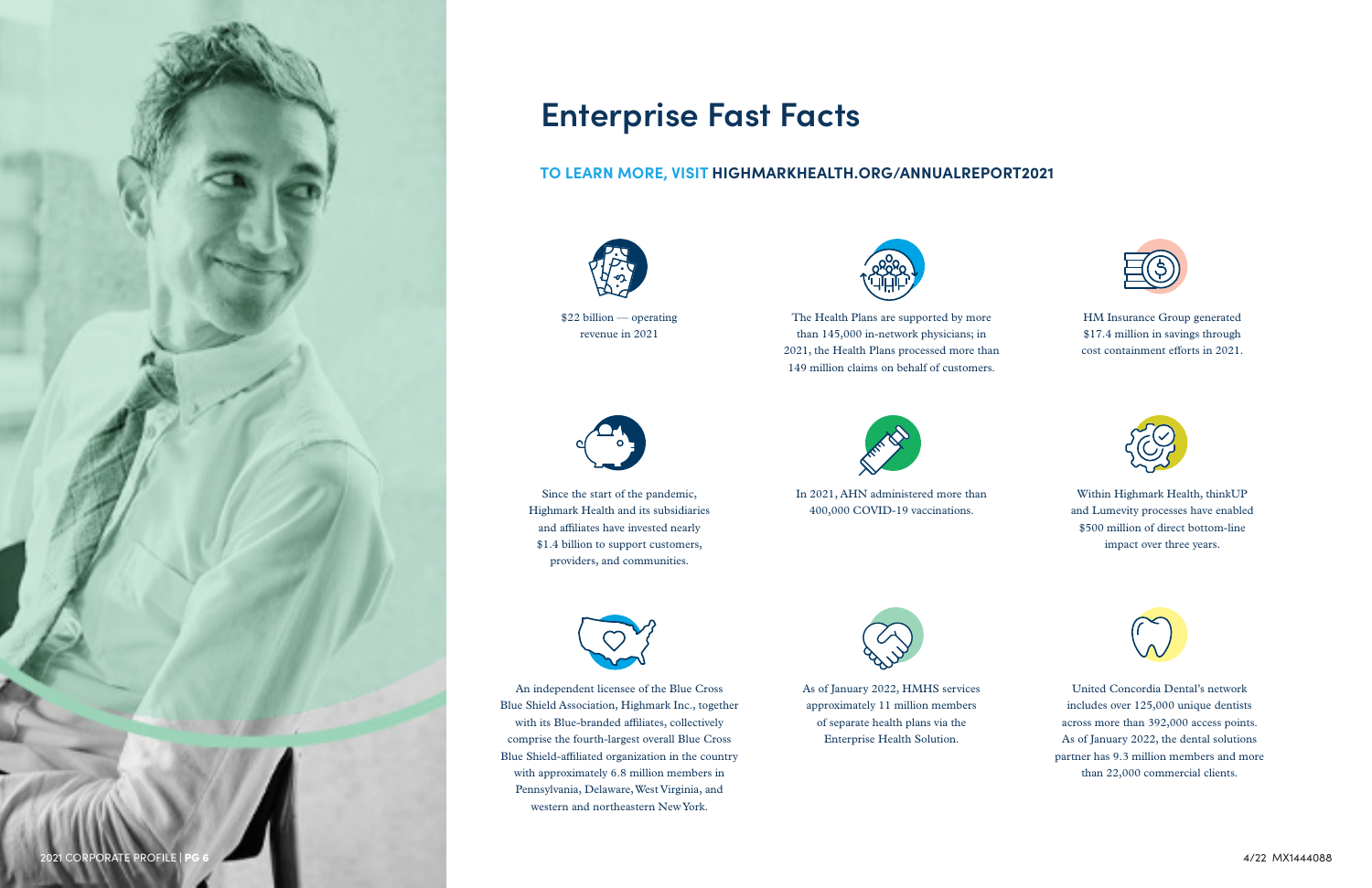# Enterprise Fast Facts

## TO LEARN MORE, VISIT HIGHMARKHEALTH.ORG/ANNUALREPORT2021

$22 billion — operating revenue in 2021

The Health Plans are supported by more than 145,000 in-network physicians; in 2021, the Health Plans processed more than 149 million claims on behalf of customers.

HM Insurance Group generated $17.4 million in savings through cost containment efforts in 2021.

Since the start of the pandemic, Highmark Health and its subsidiaries and affiliates have invested nearly $1.4 billion to support customers, providers, and communities.

In 2021, AHN administered more than 400,000 COVID-19 vaccinations.

Within Highmark Health, thinkUP and Lumevity processes have enabled $500 million of direct bottom-line impact over three years.

An independent licensee of the Blue Cross Blue Shield Association, Highmark Inc., together with its Blue-branded affiliates, collectively comprise the fourth-largest overall Blue Cross Blue Shield-affiliated organization in the country with approximately 6.8 million members in Pennsylvania, Delaware, West Virginia, and western and northeastern New York.

As of January 2022, HMHS services approximately 11 million members of separate health plans via the Enterprise Health Solution.

United Concordia Dental's network includes over 125,000 unique dentists across more than 392,000 access points. As of January 2022, the dental solutions partner has 9.3 million members and more than 22,000 commercial clients.

4/22 MX1444088